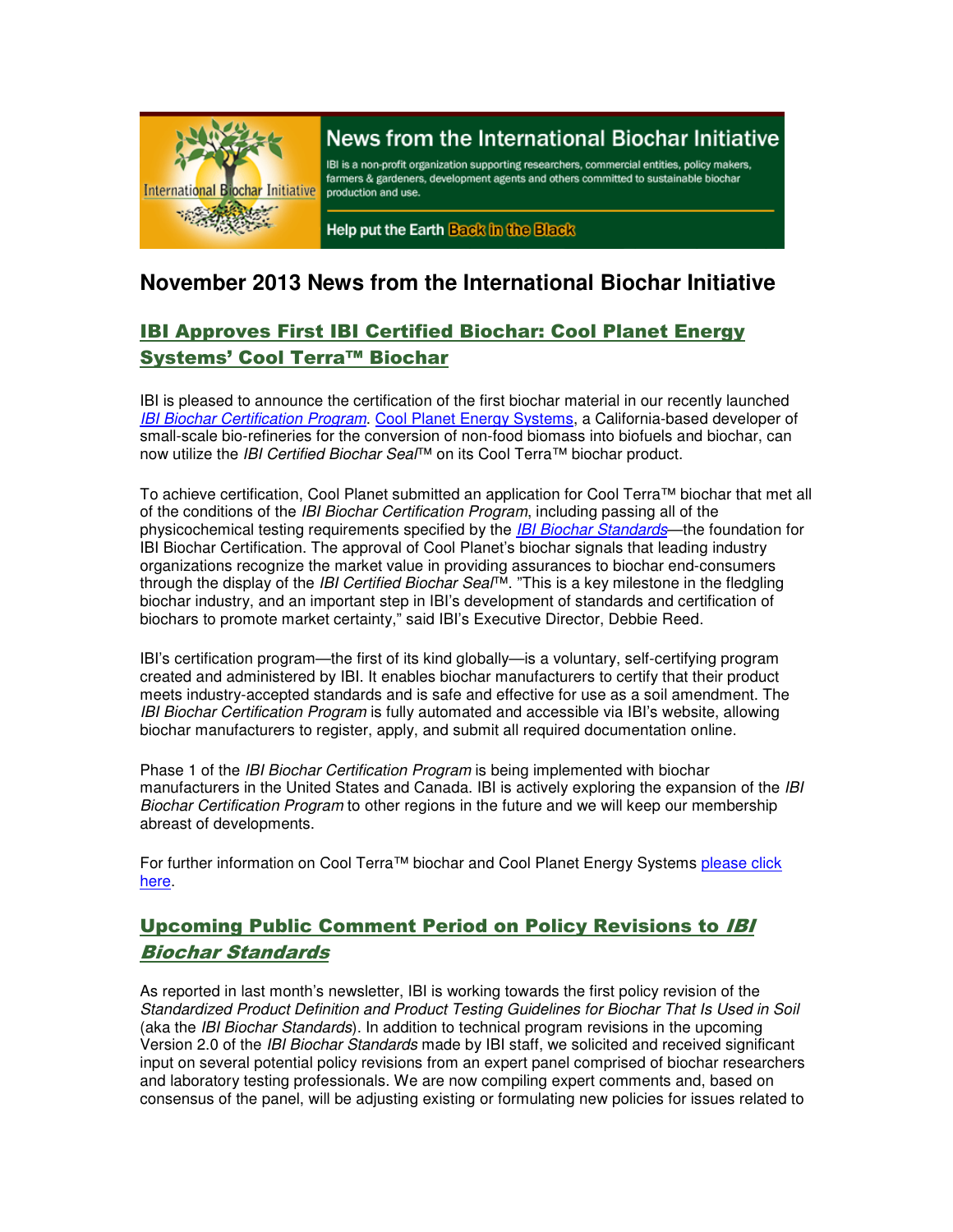News from the International Biochar Initiative

IBI is a non-profit organization supporting researchers, commercial entities, policy makers, farmers & gardeners, development agents and others committed to sustainable biochar production and use.

Help put the Earth Back in the Black

# November 2013 News from the International Biochar Initiative

## IBI Approves First IBI Certified Biochar: Cool Planet Energy Systems' Cool Terra™ Biochar

IBI is pleased to announce the certification of the first biochar material in our recently launched *IBI Biochar Certification Program*. Cool Planet Energy Systems, a California-based developer of small-scale bio-refineries for the conversion of non-food biomass into biofuels and biochar, can now utilize the *IBI Certified Biochar Seal*™ on its Cool Terra™ biochar product.

To achieve certification, Cool Planet submitted an application for Cool Terra™ biochar that met all of the conditions of the *IBI Biochar Certification Program*, including passing all of the physicochemical testing requirements specified by the *IBI Biochar Standards*—the foundation for IBI Biochar Certification. The approval of Cool Planet's biochar signals that leading industry organizations recognize the market value in providing assurances to biochar end-consumers through the display of the *IBI Certified Biochar Seal*™. "This is a key milestone in the fledgling biochar industry, and an important step in IBI's development of standards and certification of biochars to promote market certainty," said IBI's Executive Director, Debbie Reed.

IBI's certification program—the first of its kind globally—is a voluntary, self-certifying program created and administered by IBI. It enables biochar manufacturers to certify that their product meets industry-accepted standards and is safe and effective for use as a soil amendment. The *IBI Biochar Certification Program* is fully automated and accessible via IBI's website, allowing biochar manufacturers to register, apply, and submit all required documentation online.

Phase 1 of the *IBI Biochar Certification Program* is being implemented with biochar manufacturers in the United States and Canada. IBI is actively exploring the expansion of the *IBI Biochar Certification Program* to other regions in the future and we will keep our membership abreast of developments.

For further information on Cool Terra™ biochar and Cool Planet Energy Systems please click here.

## Upcoming Public Comment Period on Policy Revisions to *IBI Biochar Standards*

As reported in last month's newsletter, IBI is working towards the first policy revision of the *Standardized Product Definition and Product Testing Guidelines for Biochar That Is Used in Soil* (aka the *IBI Biochar Standards*). In addition to technical program revisions in the upcoming Version 2.0 of the *IBI Biochar Standards* made by IBI staff, we solicited and received significant input on several potential policy revisions from an expert panel comprised of biochar researchers and laboratory testing professionals. We are now compiling expert comments and, based on consensus of the panel, will be adjusting existing or formulating new policies for issues related to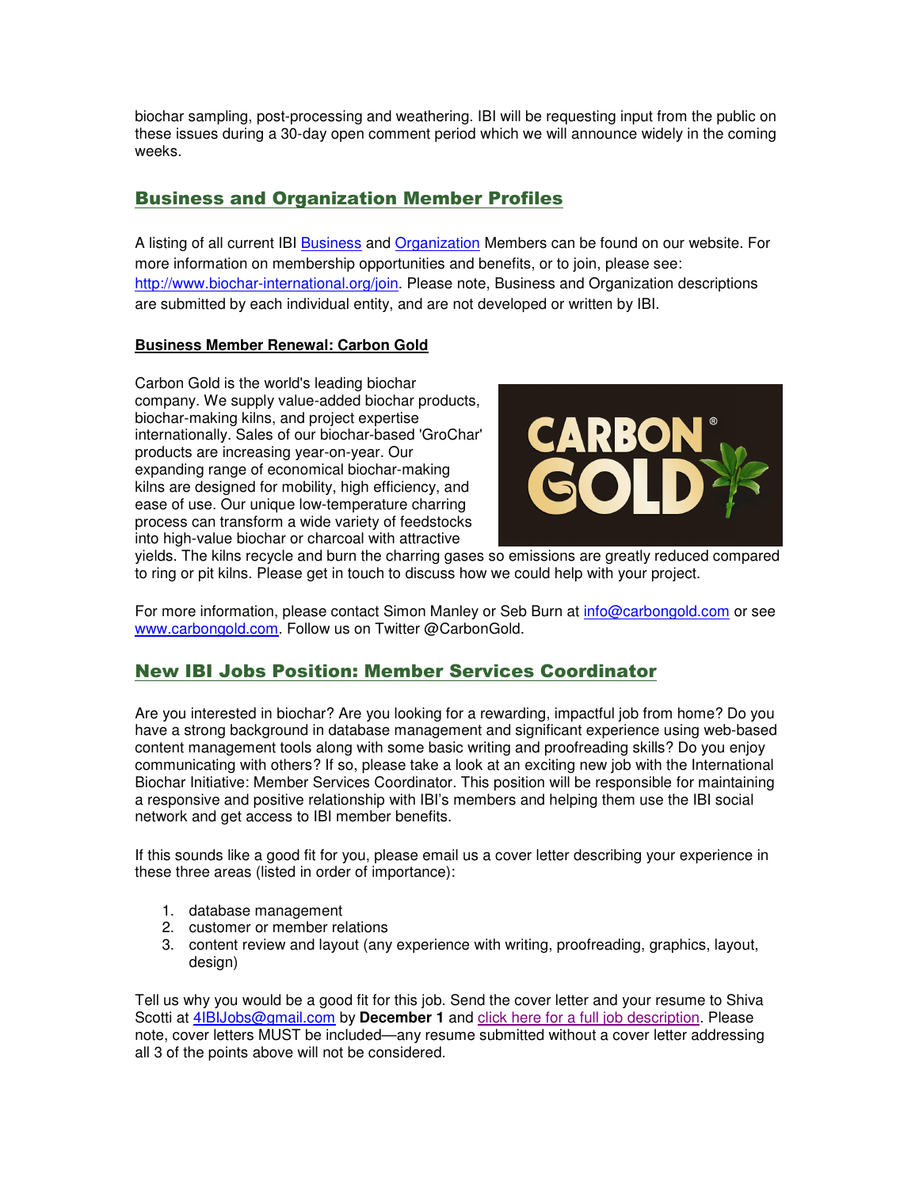biochar sampling, post-processing and weathering. IBI will be requesting input from the public on these issues during a 30-day open comment period which we will announce widely in the coming weeks.

## Business and Organization Member Profiles

A listing of all current IBI Business and Organization Members can be found on our website. For more information on membership opportunities and benefits, or to join, please see: http://www.biochar-international.org/join. Please note, Business and Organization descriptions are submitted by each individual entity, and are not developed or written by IBI.

### Business Member Renewal: Carbon Gold

Carbon Gold is the world's leading biochar company. We supply value-added biochar products, biochar-making kilns, and project expertise internationally. Sales of our biochar-based 'GroChar' products are increasing year-on-year. Our expanding range of economical biochar-making kilns are designed for mobility, high efficiency, and ease of use. Our unique low-temperature charring process can transform a wide variety of feedstocks into high-value biochar or charcoal with attractive yields. The kilns recycle and burn the charring gases so emissions are greatly reduced compared to ring or pit kilns. Please get in touch to discuss how we could help with your project.

For more information, please contact Simon Manley or Seb Burn at info@carbongold.com or see www.carbongold.com. Follow us on Twitter @CarbonGold.

## New IBI Jobs Position: Member Services Coordinator

Are you interested in biochar? Are you looking for a rewarding, impactful job from home? Do you have a strong background in database management and significant experience using web-based content management tools along with some basic writing and proofreading skills? Do you enjoy communicating with others? If so, please take a look at an exciting new job with the International Biochar Initiative: Member Services Coordinator. This position will be responsible for maintaining a responsive and positive relationship with IBI's members and helping them use the IBI social network and get access to IBI member benefits.

If this sounds like a good fit for you, please email us a cover letter describing your experience in these three areas (listed in order of importance):

1. database management
2. customer or member relations
3. content review and layout (any experience with writing, proofreading, graphics, layout, design)

Tell us why you would be a good fit for this job. Send the cover letter and your resume to Shiva Scotti at 4IBIJobs@gmail.com by **December 1** and click here for a full job description. Please note, cover letters MUST be included—any resume submitted without a cover letter addressing all 3 of the points above will not be considered.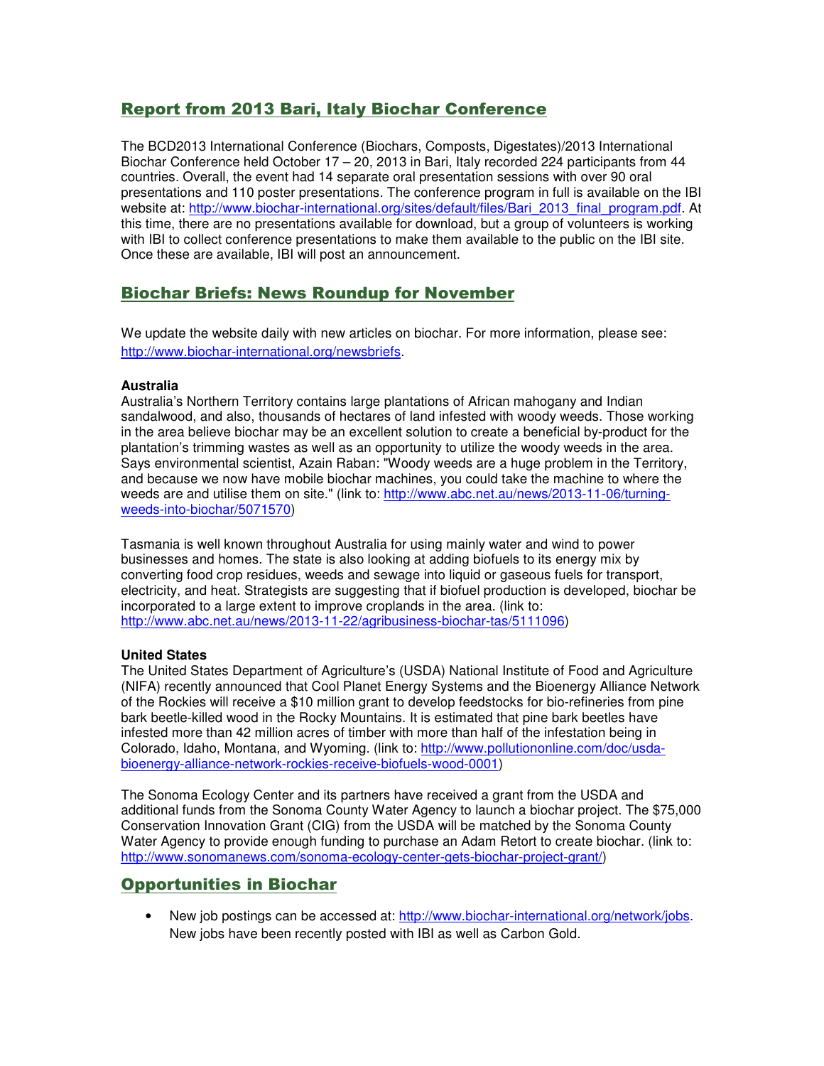## Report from 2013 Bari, Italy Biochar Conference

The BCD2013 International Conference (Biochars, Composts, Digestates)/2013 International Biochar Conference held October 17 – 20, 2013 in Bari, Italy recorded 224 participants from 44 countries. Overall, the event had 14 separate oral presentation sessions with over 90 oral presentations and 110 poster presentations. The conference program in full is available on the IBI website at: http://www.biochar-international.org/sites/default/files/Bari_2013_final_program.pdf. At this time, there are no presentations available for download, but a group of volunteers is working with IBI to collect conference presentations to make them available to the public on the IBI site. Once these are available, IBI will post an announcement.

## Biochar Briefs: News Roundup for November

We update the website daily with new articles on biochar. For more information, please see: http://www.biochar-international.org/newsbriefs.

**Australia**

Australia's Northern Territory contains large plantations of African mahogany and Indian sandalwood, and also, thousands of hectares of land infested with woody weeds. Those working in the area believe biochar may be an excellent solution to create a beneficial by-product for the plantation's trimming wastes as well as an opportunity to utilize the woody weeds in the area. Says environmental scientist, Azain Raban: "Woody weeds are a huge problem in the Territory, and because we now have mobile biochar machines, you could take the machine to where the weeds are and utilise them on site." (link to: http://www.abc.net.au/news/2013-11-06/turning-weeds-into-biochar/5071570)

Tasmania is well known throughout Australia for using mainly water and wind to power businesses and homes. The state is also looking at adding biofuels to its energy mix by converting food crop residues, weeds and sewage into liquid or gaseous fuels for transport, electricity, and heat. Strategists are suggesting that if biofuel production is developed, biochar be incorporated to a large extent to improve croplands in the area. (link to: http://www.abc.net.au/news/2013-11-22/agribusiness-biochar-tas/5111096)

**United States**

The United States Department of Agriculture's (USDA) National Institute of Food and Agriculture (NIFA) recently announced that Cool Planet Energy Systems and the Bioenergy Alliance Network of the Rockies will receive a $10 million grant to develop feedstocks for bio-refineries from pine bark beetle-killed wood in the Rocky Mountains. It is estimated that pine bark beetles have infested more than 42 million acres of timber with more than half of the infestation being in Colorado, Idaho, Montana, and Wyoming. (link to: http://www.pollutiononline.com/doc/usda-bioenergy-alliance-network-rockies-receive-biofuels-wood-0001)

The Sonoma Ecology Center and its partners have received a grant from the USDA and additional funds from the Sonoma County Water Agency to launch a biochar project. The $75,000 Conservation Innovation Grant (CIG) from the USDA will be matched by the Sonoma County Water Agency to provide enough funding to purchase an Adam Retort to create biochar. (link to: http://www.sonomanews.com/sonoma-ecology-center-gets-biochar-project-grant/)

## Opportunities in Biochar

- New job postings can be accessed at: http://www.biochar-international.org/network/jobs. New jobs have been recently posted with IBI as well as Carbon Gold.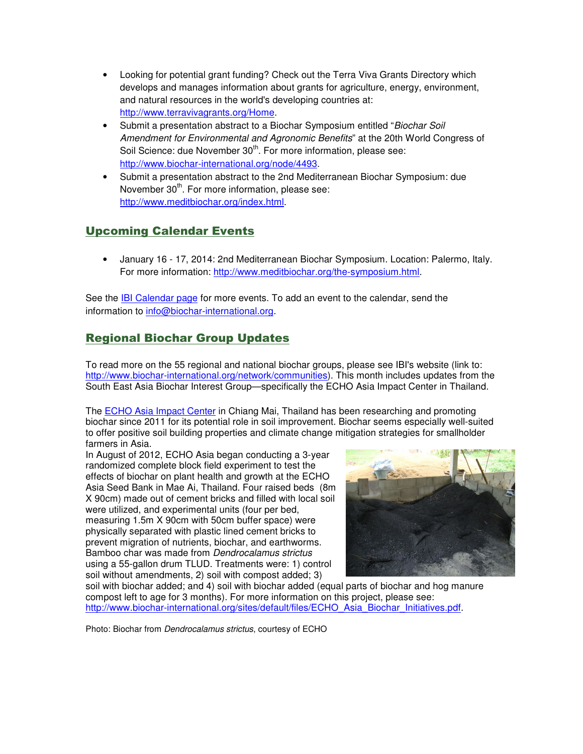- Looking for potential grant funding? Check out the Terra Viva Grants Directory which develops and manages information about grants for agriculture, energy, environment, and natural resources in the world's developing countries at: http://www.terravivagrants.org/Home.
- Submit a presentation abstract to a Biochar Symposium entitled "*Biochar Soil Amendment for Environmental and Agronomic Benefits*" at the 20th World Congress of Soil Science: due November 30th. For more information, please see: http://www.biochar-international.org/node/4493.
- Submit a presentation abstract to the 2nd Mediterranean Biochar Symposium: due November 30th. For more information, please see: http://www.meditbiochar.org/index.html.

## Upcoming Calendar Events

- January 16 - 17, 2014: 2nd Mediterranean Biochar Symposium. Location: Palermo, Italy. For more information: http://www.meditbiochar.org/the-symposium.html.

See the IBI Calendar page for more events. To add an event to the calendar, send the information to info@biochar-international.org.

## Regional Biochar Group Updates

To read more on the 55 regional and national biochar groups, please see IBI's website (link to: http://www.biochar-international.org/network/communities). This month includes updates from the South East Asia Biochar Interest Group—specifically the ECHO Asia Impact Center in Thailand.

The ECHO Asia Impact Center in Chiang Mai, Thailand has been researching and promoting biochar since 2011 for its potential role in soil improvement. Biochar seems especially well-suited to offer positive soil building properties and climate change mitigation strategies for smallholder farmers in Asia.

In August of 2012, ECHO Asia began conducting a 3-year randomized complete block field experiment to test the effects of biochar on plant health and growth at the ECHO Asia Seed Bank in Mae Ai, Thailand. Four raised beds (8m X 90cm) made out of cement bricks and filled with local soil were utilized, and experimental units (four per bed, measuring 1.5m X 90cm with 50cm buffer space) were physically separated with plastic lined cement bricks to prevent migration of nutrients, biochar, and earthworms. Bamboo char was made from *Dendrocalamus strictus* using a 55-gallon drum TLUD. Treatments were: 1) control soil without amendments, 2) soil with compost added; 3) soil with biochar added; and 4) soil with biochar added (equal parts of biochar and hog manure compost left to age for 3 months). For more information on this project, please see: http://www.biochar-international.org/sites/default/files/ECHO_Asia_Biochar_Initiatives.pdf.

Photo: Biochar from *Dendrocalamus strictus*, courtesy of ECHO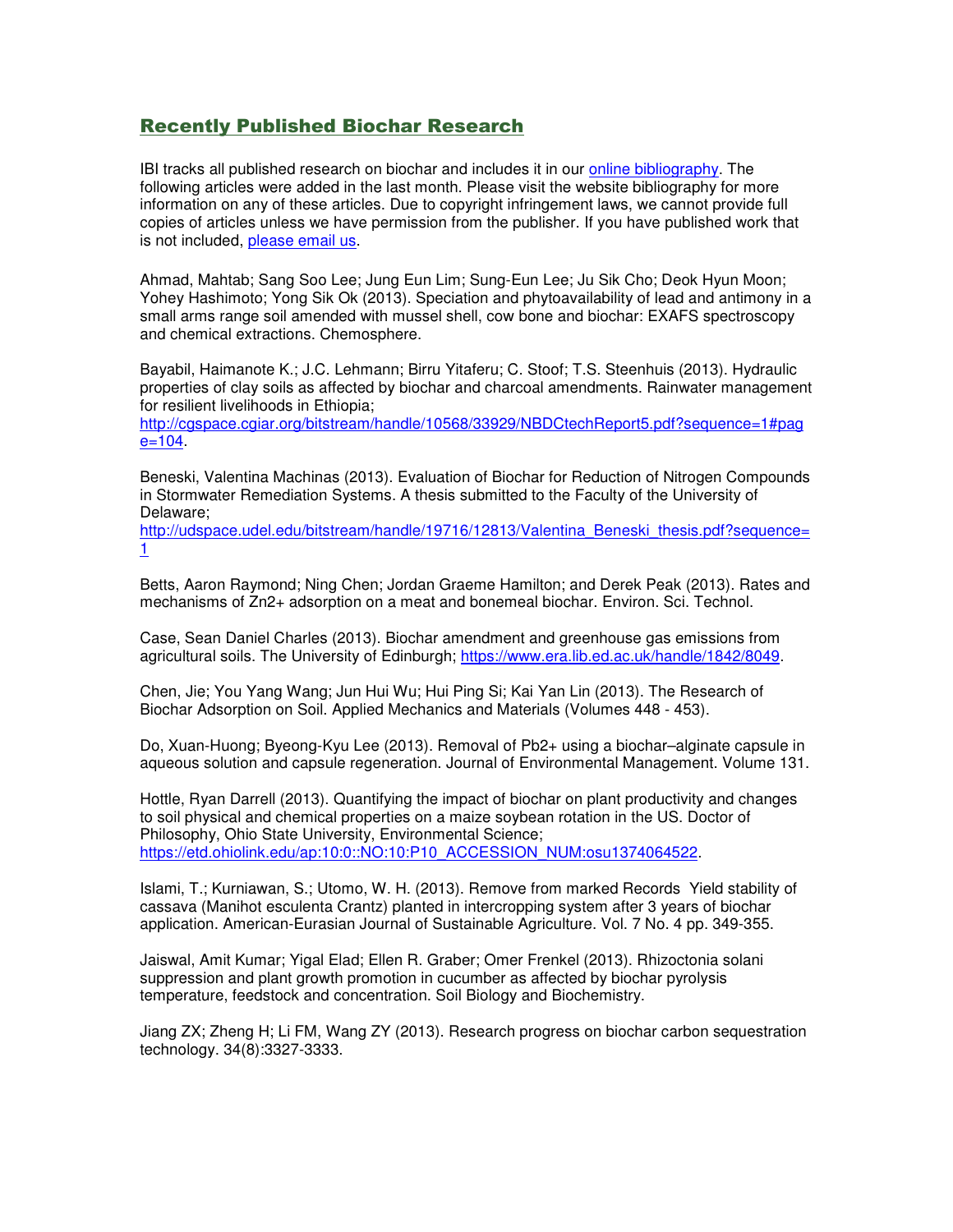## Recently Published Biochar Research

IBI tracks all published research on biochar and includes it in our online bibliography. The following articles were added in the last month. Please visit the website bibliography for more information on any of these articles. Due to copyright infringement laws, we cannot provide full copies of articles unless we have permission from the publisher. If you have published work that is not included, please email us.

Ahmad, Mahtab; Sang Soo Lee; Jung Eun Lim; Sung-Eun Lee; Ju Sik Cho; Deok Hyun Moon; Yohey Hashimoto; Yong Sik Ok (2013). Speciation and phytoavailability of lead and antimony in a small arms range soil amended with mussel shell, cow bone and biochar: EXAFS spectroscopy and chemical extractions. Chemosphere.

Bayabil, Haimanote K.; J.C. Lehmann; Birru Yitaferu; C. Stoof; T.S. Steenhuis (2013). Hydraulic properties of clay soils as affected by biochar and charcoal amendments. Rainwater management for resilient livelihoods in Ethiopia; http://cgspace.cgiar.org/bitstream/handle/10568/33929/NBDCtechReport5.pdf?sequence=1#page=104.

Beneski, Valentina Machinas (2013). Evaluation of Biochar for Reduction of Nitrogen Compounds in Stormwater Remediation Systems. A thesis submitted to the Faculty of the University of Delaware; http://udspace.udel.edu/bitstream/handle/19716/12813/Valentina_Beneski_thesis.pdf?sequence=1

Betts, Aaron Raymond; Ning Chen; Jordan Graeme Hamilton; and Derek Peak (2013). Rates and mechanisms of $Zn^{2+}$ adsorption on a meat and bonemeal biochar. Environ. Sci. Technol.

Case, Sean Daniel Charles (2013). Biochar amendment and greenhouse gas emissions from agricultural soils. The University of Edinburgh; https://www.era.lib.ed.ac.uk/handle/1842/8049.

Chen, Jie; You Yang Wang; Jun Hui Wu; Hui Ping Si; Kai Yan Lin (2013). The Research of Biochar Adsorption on Soil. Applied Mechanics and Materials (Volumes 448 - 453).

Do, Xuan-Huong; Byeong-Kyu Lee (2013). Removal of $Pb^{2+}$ using a biochar–alginate capsule in aqueous solution and capsule regeneration. Journal of Environmental Management. Volume 131.

Hottle, Ryan Darrell (2013). Quantifying the impact of biochar on plant productivity and changes to soil physical and chemical properties on a maize soybean rotation in the US. Doctor of Philosophy, Ohio State University, Environmental Science; https://etd.ohiolink.edu/ap:10:0::NO:10:P10_ACCESSION_NUM:osu1374064522.

Islami, T.; Kurniawan, S.; Utomo, W. H. (2013). Remove from marked Records Yield stability of cassava (Manihot esculenta Crantz) planted in intercropping system after 3 years of biochar application. American-Eurasian Journal of Sustainable Agriculture. Vol. 7 No. 4 pp. 349-355.

Jaiswal, Amit Kumar; Yigal Elad; Ellen R. Graber; Omer Frenkel (2013). Rhizoctonia solani suppression and plant growth promotion in cucumber as affected by biochar pyrolysis temperature, feedstock and concentration. Soil Biology and Biochemistry.

Jiang ZX; Zheng H; Li FM, Wang ZY (2013). Research progress on biochar carbon sequestration technology. 34(8):3327-3333.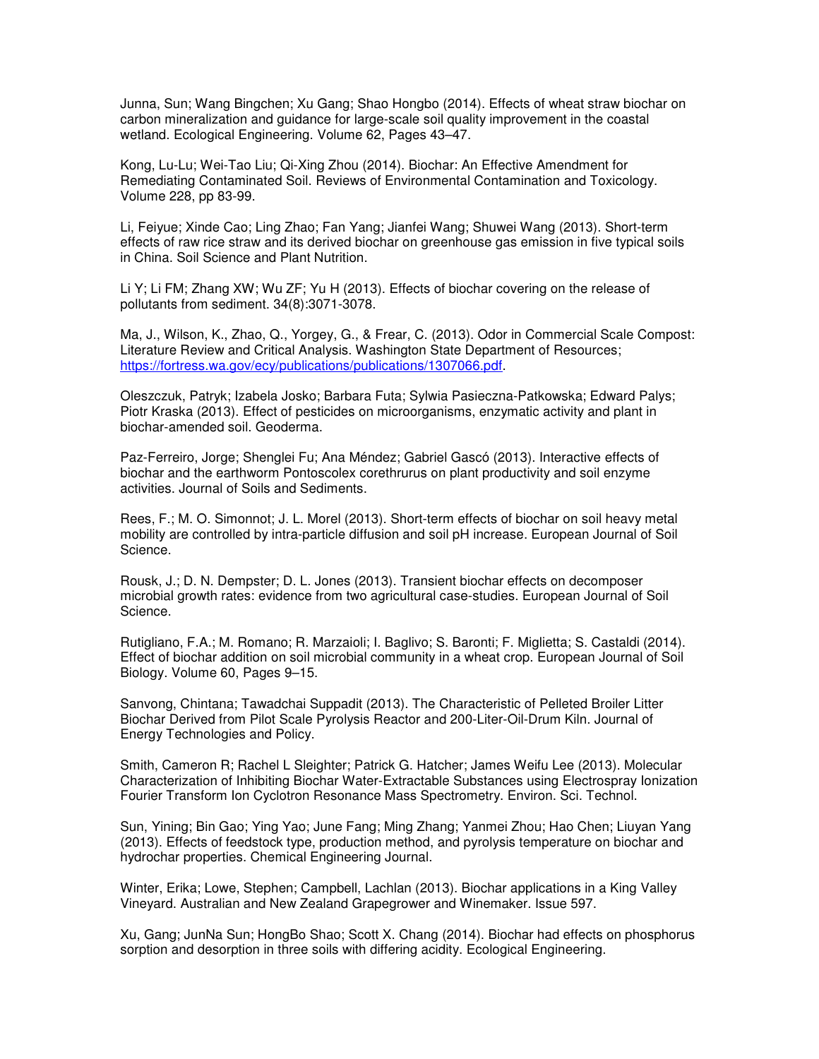Junna, Sun; Wang Bingchen; Xu Gang; Shao Hongbo (2014). Effects of wheat straw biochar on carbon mineralization and guidance for large-scale soil quality improvement in the coastal wetland. Ecological Engineering. Volume 62, Pages 43–47.

Kong, Lu-Lu; Wei-Tao Liu; Qi-Xing Zhou (2014). Biochar: An Effective Amendment for Remediating Contaminated Soil. Reviews of Environmental Contamination and Toxicology. Volume 228, pp 83-99.

Li, Feiyue; Xinde Cao; Ling Zhao; Fan Yang; Jianfei Wang; Shuwei Wang (2013). Short-term effects of raw rice straw and its derived biochar on greenhouse gas emission in five typical soils in China. Soil Science and Plant Nutrition.

Li Y; Li FM; Zhang XW; Wu ZF; Yu H (2013). Effects of biochar covering on the release of pollutants from sediment. 34(8):3071-3078.

Ma, J., Wilson, K., Zhao, Q., Yorgey, G., & Frear, C. (2013). Odor in Commercial Scale Compost: Literature Review and Critical Analysis. Washington State Department of Resources; https://fortress.wa.gov/ecy/publications/publications/1307066.pdf.

Oleszczuk, Patryk; Izabela Josko; Barbara Futa; Sylwia Pasieczna-Patkowska; Edward Palys; Piotr Kraska (2013). Effect of pesticides on microorganisms, enzymatic activity and plant in biochar-amended soil. Geoderma.

Paz-Ferreiro, Jorge; Shenglei Fu; Ana Méndez; Gabriel Gascó (2013). Interactive effects of biochar and the earthworm Pontoscolex corethrurus on plant productivity and soil enzyme activities. Journal of Soils and Sediments.

Rees, F.; M. O. Simonnot; J. L. Morel (2013). Short-term effects of biochar on soil heavy metal mobility are controlled by intra-particle diffusion and soil pH increase. European Journal of Soil Science.

Rousk, J.; D. N. Dempster; D. L. Jones (2013). Transient biochar effects on decomposer microbial growth rates: evidence from two agricultural case-studies. European Journal of Soil Science.

Rutigliano, F.A.; M. Romano; R. Marzaioli; I. Baglivo; S. Baronti; F. Miglietta; S. Castaldi (2014). Effect of biochar addition on soil microbial community in a wheat crop. European Journal of Soil Biology. Volume 60, Pages 9–15.

Sanvong, Chintana; Tawadchai Suppadit (2013). The Characteristic of Pelleted Broiler Litter Biochar Derived from Pilot Scale Pyrolysis Reactor and 200-Liter-Oil-Drum Kiln. Journal of Energy Technologies and Policy.

Smith, Cameron R; Rachel L Sleighter; Patrick G. Hatcher; James Weifu Lee (2013). Molecular Characterization of Inhibiting Biochar Water-Extractable Substances using Electrospray Ionization Fourier Transform Ion Cyclotron Resonance Mass Spectrometry. Environ. Sci. Technol.

Sun, Yining; Bin Gao; Ying Yao; June Fang; Ming Zhang; Yanmei Zhou; Hao Chen; Liuyan Yang (2013). Effects of feedstock type, production method, and pyrolysis temperature on biochar and hydrochar properties. Chemical Engineering Journal.

Winter, Erika; Lowe, Stephen; Campbell, Lachlan (2013). Biochar applications in a King Valley Vineyard. Australian and New Zealand Grapegrower and Winemaker. Issue 597.

Xu, Gang; JunNa Sun; HongBo Shao; Scott X. Chang (2014). Biochar had effects on phosphorus sorption and desorption in three soils with differing acidity. Ecological Engineering.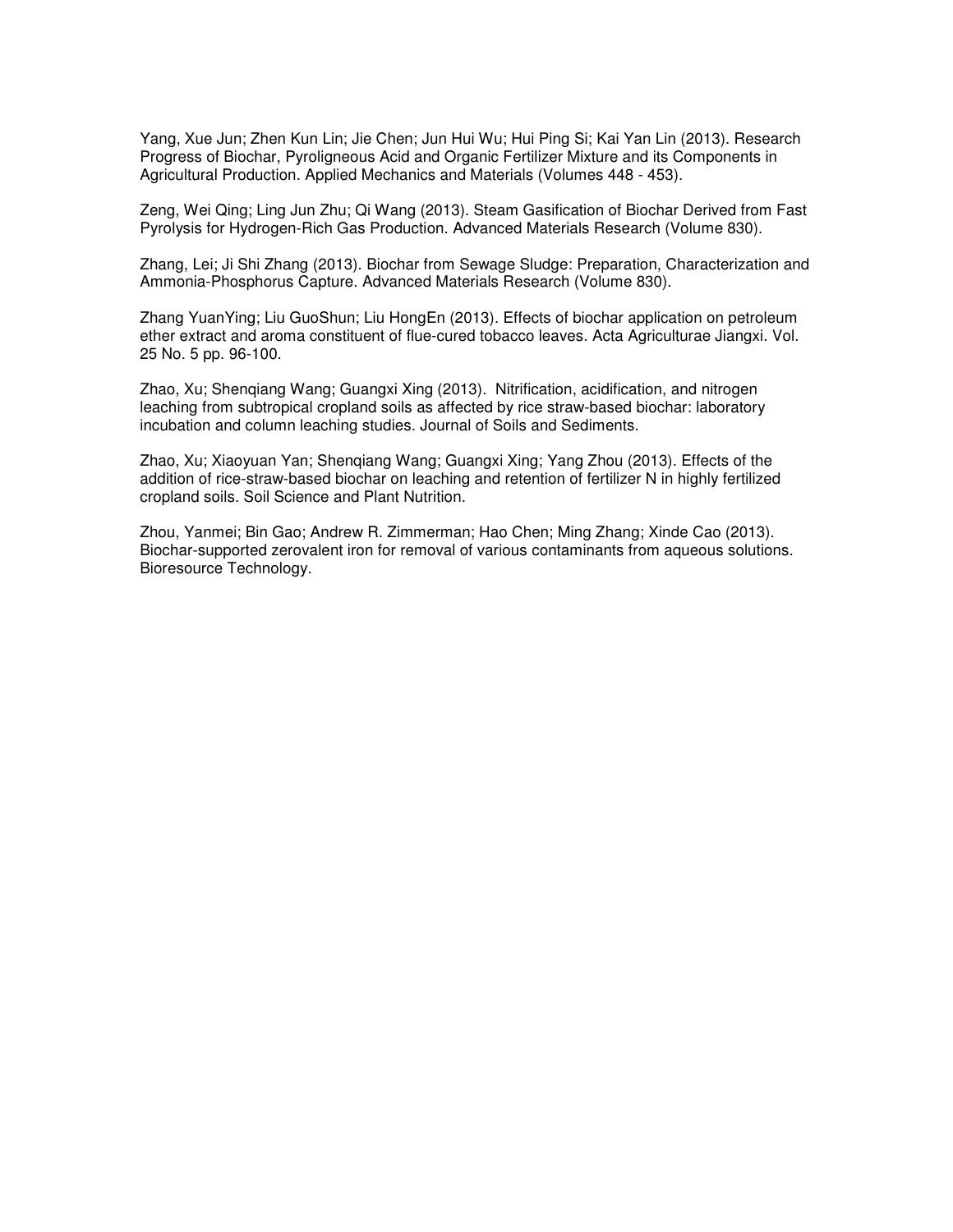Yang, Xue Jun; Zhen Kun Lin; Jie Chen; Jun Hui Wu; Hui Ping Si; Kai Yan Lin (2013). Research Progress of Biochar, Pyroligneous Acid and Organic Fertilizer Mixture and its Components in Agricultural Production. Applied Mechanics and Materials (Volumes 448 - 453).

Zeng, Wei Qing; Ling Jun Zhu; Qi Wang (2013). Steam Gasification of Biochar Derived from Fast Pyrolysis for Hydrogen-Rich Gas Production. Advanced Materials Research (Volume 830).

Zhang, Lei; Ji Shi Zhang (2013). Biochar from Sewage Sludge: Preparation, Characterization and Ammonia-Phosphorus Capture. Advanced Materials Research (Volume 830).

Zhang YuanYing; Liu GuoShun; Liu HongEn (2013). Effects of biochar application on petroleum ether extract and aroma constituent of flue-cured tobacco leaves. Acta Agriculturae Jiangxi. Vol. 25 No. 5 pp. 96-100.

Zhao, Xu; Shenqiang Wang; Guangxi Xing (2013). Nitrification, acidification, and nitrogen leaching from subtropical cropland soils as affected by rice straw-based biochar: laboratory incubation and column leaching studies. Journal of Soils and Sediments.

Zhao, Xu; Xiaoyuan Yan; Shenqiang Wang; Guangxi Xing; Yang Zhou (2013). Effects of the addition of rice-straw-based biochar on leaching and retention of fertilizer N in highly fertilized cropland soils. Soil Science and Plant Nutrition.

Zhou, Yanmei; Bin Gao; Andrew R. Zimmerman; Hao Chen; Ming Zhang; Xinde Cao (2013). Biochar-supported zerovalent iron for removal of various contaminants from aqueous solutions. Bioresource Technology.